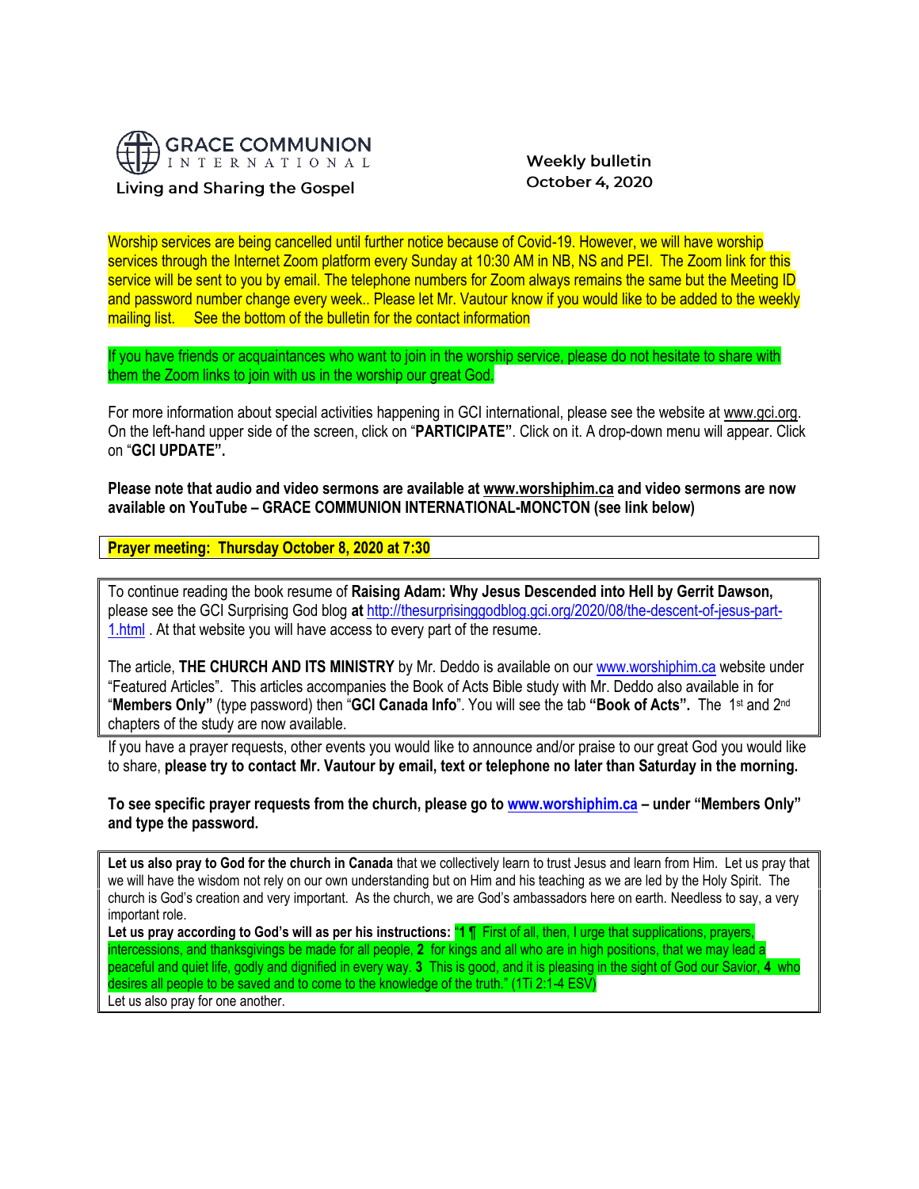GRACE COMMUNION INTERNATIONAL

Living and Sharing the Gospel

Weekly bulletin
October 4, 2020

Worship services are being cancelled until further notice because of Covid-19. However, we will have worship services through the Internet Zoom platform every Sunday at 10:30 AM in NB, NS and PEI. The Zoom link for this service will be sent to you by email. The telephone numbers for Zoom always remains the same but the Meeting ID and password number change every week.. Please let Mr. Vautour know if you would like to be added to the weekly mailing list. See the bottom of the bulletin for the contact information

If you have friends or acquaintances who want to join in the worship service, please do not hesitate to share with them the Zoom links to join with us in the worship our great God.

For more information about special activities happening in GCI international, please see the website at www.gci.org. On the left-hand upper side of the screen, click on "**PARTICIPATE**". Click on it. A drop-down menu will appear. Click on "**GCI UPDATE".**

**Please note that audio and video sermons are available at www.worshiphim.ca and video sermons are now available on YouTube – GRACE COMMUNION INTERNATIONAL-MONCTON (see link below)**

**Prayer meeting: Thursday October 8, 2020 at 7:30**

To continue reading the book resume of **Raising Adam: Why Jesus Descended into Hell by Gerrit Dawson,** please see the GCI Surprising God blog **at** http://thesurprisinggodblog.gci.org/2020/08/the-descent-of-jesus-part-1.html . At that website you will have access to every part of the resume.

The article, **THE CHURCH AND ITS MINISTRY** by Mr. Deddo is available on our www.worshiphim.ca website under "Featured Articles". This articles accompanies the Book of Acts Bible study with Mr. Deddo also available in for "**Members Only"** (type password) then "**GCI Canada Info**". You will see the tab **"Book of Acts".** The 1st and 2nd chapters of the study are now available.

If you have a prayer requests, other events you would like to announce and/or praise to our great God you would like to share, **please try to contact Mr. Vautour by email, text or telephone no later than Saturday in the morning.**

**To see specific prayer requests from the church, please go to www.worshiphim.ca – under "Members Only" and type the password.**

**Let us also pray to God for the church in Canada** that we collectively learn to trust Jesus and learn from Him. Let us pray that we will have the wisdom not rely on our own understanding but on Him and his teaching as we are led by the Holy Spirit. The church is God's creation and very important. As the church, we are God's ambassadors here on earth. Needless to say, a very important role.

**Let us pray according to God's will as per his instructions:** "**1** ¶ First of all, then, I urge that supplications, prayers, intercessions, and thanksgivings be made for all people, **2** for kings and all who are in high positions, that we may lead a peaceful and quiet life, godly and dignified in every way. **3** This is good, and it is pleasing in the sight of God our Savior, **4** who desires all people to be saved and to come to the knowledge of the truth." (1Ti 2:1-4 ESV)

Let us also pray for one another.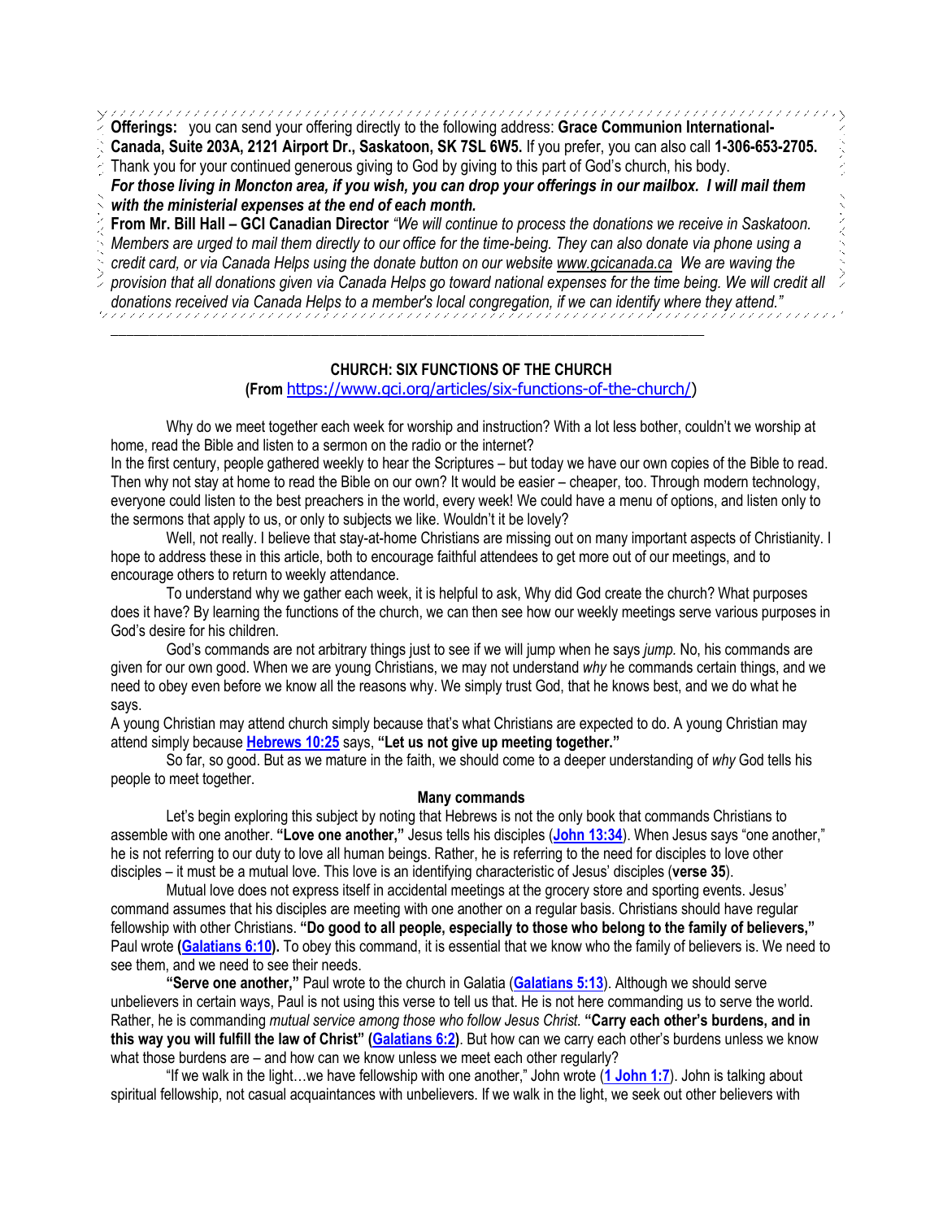**Offerings:** you can send your offering directly to the following address: **Grace Communion International-Canada, Suite 203A, 2121 Airport Dr., Saskatoon, SK 7SL 6W5.** If you prefer, you can also call **1-306-653-2705.** Thank you for your continued generous giving to God by giving to this part of God's church, his body.

***For those living in Moncton area, if you wish, you can drop your offerings in our mailbox. I will mail them with the ministerial expenses at the end of each month.***

**From Mr. Bill Hall – GCI Canadian Director** *"We will continue to process the donations we receive in Saskatoon. Members are urged to mail them directly to our office for the time-being. They can also donate via phone using a credit card, or via Canada Helps using the donate button on our website www.gcicanada.ca We are waving the provision that all donations given via Canada Helps go toward national expenses for the time being. We will credit all donations received via Canada Helps to a member's local congregation, if we can identify where they attend."*

---

## CHURCH: SIX FUNCTIONS OF THE CHURCH

**(From** https://www.gci.org/articles/six-functions-of-the-church/)

Why do we meet together each week for worship and instruction? With a lot less bother, couldn't we worship at home, read the Bible and listen to a sermon on the radio or the internet?

In the first century, people gathered weekly to hear the Scriptures – but today we have our own copies of the Bible to read. Then why not stay at home to read the Bible on our own? It would be easier – cheaper, too. Through modern technology, everyone could listen to the best preachers in the world, every week! We could have a menu of options, and listen only to the sermons that apply to us, or only to subjects we like. Wouldn't it be lovely?

Well, not really. I believe that stay-at-home Christians are missing out on many important aspects of Christianity. I hope to address these in this article, both to encourage faithful attendees to get more out of our meetings, and to encourage others to return to weekly attendance.

To understand why we gather each week, it is helpful to ask, Why did God create the church? What purposes does it have? By learning the functions of the church, we can then see how our weekly meetings serve various purposes in God's desire for his children.

God's commands are not arbitrary things just to see if we will jump when he says *jump.* No, his commands are given for our own good. When we are young Christians, we may not understand *why* he commands certain things, and we need to obey even before we know all the reasons why. We simply trust God, that he knows best, and we do what he says.

A young Christian may attend church simply because that's what Christians are expected to do. A young Christian may attend simply because **Hebrews 10:25** says, **"Let us not give up meeting together."**

So far, so good. But as we mature in the faith, we should come to a deeper understanding of *why* God tells his people to meet together.

### Many commands

Let's begin exploring this subject by noting that Hebrews is not the only book that commands Christians to assemble with one another. **"Love one another,"** Jesus tells his disciples (**John 13:34**). When Jesus says "one another," he is not referring to our duty to love all human beings. Rather, he is referring to the need for disciples to love other disciples – it must be a mutual love. This love is an identifying characteristic of Jesus' disciples (**verse 35**).

Mutual love does not express itself in accidental meetings at the grocery store and sporting events. Jesus' command assumes that his disciples are meeting with one another on a regular basis. Christians should have regular fellowship with other Christians. **"Do good to all people, especially to those who belong to the family of believers,"** Paul wrote **(Galatians 6:10).** To obey this command, it is essential that we know who the family of believers is. We need to see them, and we need to see their needs.

**"Serve one another,"** Paul wrote to the church in Galatia (**Galatians 5:13**). Although we should serve unbelievers in certain ways, Paul is not using this verse to tell us that. He is not here commanding us to serve the world. Rather, he is commanding *mutual service among those who follow Jesus Christ.* **"Carry each other's burdens, and in this way you will fulfill the law of Christ" (Galatians 6:2)**. But how can we carry each other's burdens unless we know what those burdens are – and how can we know unless we meet each other regularly?

"If we walk in the light…we have fellowship with one another," John wrote (**1 John 1:7**). John is talking about spiritual fellowship, not casual acquaintances with unbelievers. If we walk in the light, we seek out other believers with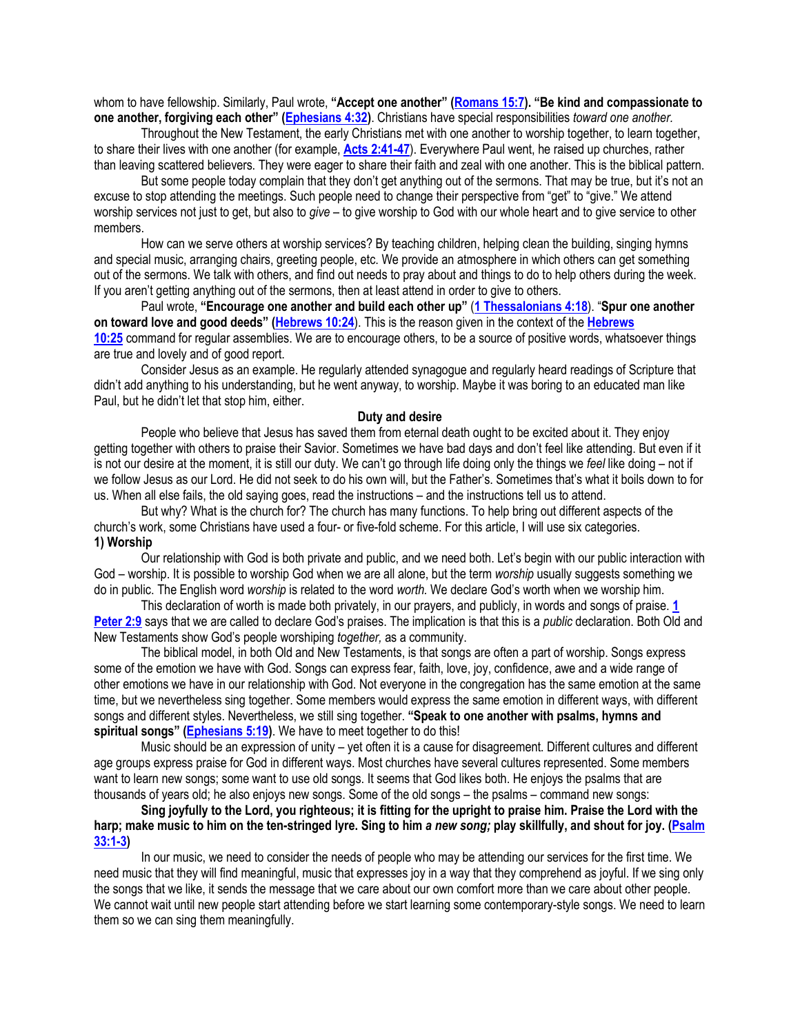whom to have fellowship. Similarly, Paul wrote, **"Accept one another" (Romans 15:7). "Be kind and compassionate to one another, forgiving each other" (Ephesians 4:32)**. Christians have special responsibilities *toward one another.*

Throughout the New Testament, the early Christians met with one another to worship together, to learn together, to share their lives with one another (for example, **Acts 2:41-47**). Everywhere Paul went, he raised up churches, rather than leaving scattered believers. They were eager to share their faith and zeal with one another. This is the biblical pattern.

But some people today complain that they don't get anything out of the sermons. That may be true, but it's not an excuse to stop attending the meetings. Such people need to change their perspective from "get" to "give." We attend worship services not just to get, but also to *give* – to give worship to God with our whole heart and to give service to other members.

How can we serve others at worship services? By teaching children, helping clean the building, singing hymns and special music, arranging chairs, greeting people, etc. We provide an atmosphere in which others can get something out of the sermons. We talk with others, and find out needs to pray about and things to do to help others during the week. If you aren't getting anything out of the sermons, then at least attend in order to give to others.

Paul wrote, **"Encourage one another and build each other up" (1 Thessalonians 4:18)**. "**Spur one another on toward love and good deeds" (Hebrews 10:24)**. This is the reason given in the context of the **Hebrews 10:25** command for regular assemblies. We are to encourage others, to be a source of positive words, whatsoever things are true and lovely and of good report.

Consider Jesus as an example. He regularly attended synagogue and regularly heard readings of Scripture that didn't add anything to his understanding, but he went anyway, to worship. Maybe it was boring to an educated man like Paul, but he didn't let that stop him, either.

## Duty and desire

People who believe that Jesus has saved them from eternal death ought to be excited about it. They enjoy getting together with others to praise their Savior. Sometimes we have bad days and don't feel like attending. But even if it is not our desire at the moment, it is still our duty. We can't go through life doing only the things we *feel* like doing – not if we follow Jesus as our Lord. He did not seek to do his own will, but the Father's. Sometimes that's what it boils down to for us. When all else fails, the old saying goes, read the instructions – and the instructions tell us to attend.

But why? What is the church for? The church has many functions. To help bring out different aspects of the church's work, some Christians have used a four- or five-fold scheme. For this article, I will use six categories.

### 1) Worship

Our relationship with God is both private and public, and we need both. Let's begin with our public interaction with God – worship. It is possible to worship God when we are all alone, but the term *worship* usually suggests something we do in public. The English word *worship* is related to the word *worth.* We declare God's worth when we worship him.

This declaration of worth is made both privately, in our prayers, and publicly, in words and songs of praise. **1 Peter 2:9** says that we are called to declare God's praises. The implication is that this is a *public* declaration. Both Old and New Testaments show God's people worshiping *together,* as a community.

The biblical model, in both Old and New Testaments, is that songs are often a part of worship. Songs express some of the emotion we have with God. Songs can express fear, faith, love, joy, confidence, awe and a wide range of other emotions we have in our relationship with God. Not everyone in the congregation has the same emotion at the same time, but we nevertheless sing together. Some members would express the same emotion in different ways, with different songs and different styles. Nevertheless, we still sing together. **"Speak to one another with psalms, hymns and spiritual songs" (Ephesians 5:19)**. We have to meet together to do this!

Music should be an expression of unity – yet often it is a cause for disagreement. Different cultures and different age groups express praise for God in different ways. Most churches have several cultures represented. Some members want to learn new songs; some want to use old songs. It seems that God likes both. He enjoys the psalms that are thousands of years old; he also enjoys new songs. Some of the old songs – the psalms – command new songs:

**Sing joyfully to the Lord, you righteous; it is fitting for the upright to praise him. Praise the Lord with the harp; make music to him on the ten-stringed lyre. Sing to him *a new song;* play skillfully, and shout for joy. (Psalm 33:1-3)**

In our music, we need to consider the needs of people who may be attending our services for the first time. We need music that they will find meaningful, music that expresses joy in a way that they comprehend as joyful. If we sing only the songs that we like, it sends the message that we care about our own comfort more than we care about other people. We cannot wait until new people start attending before we start learning some contemporary-style songs. We need to learn them so we can sing them meaningfully.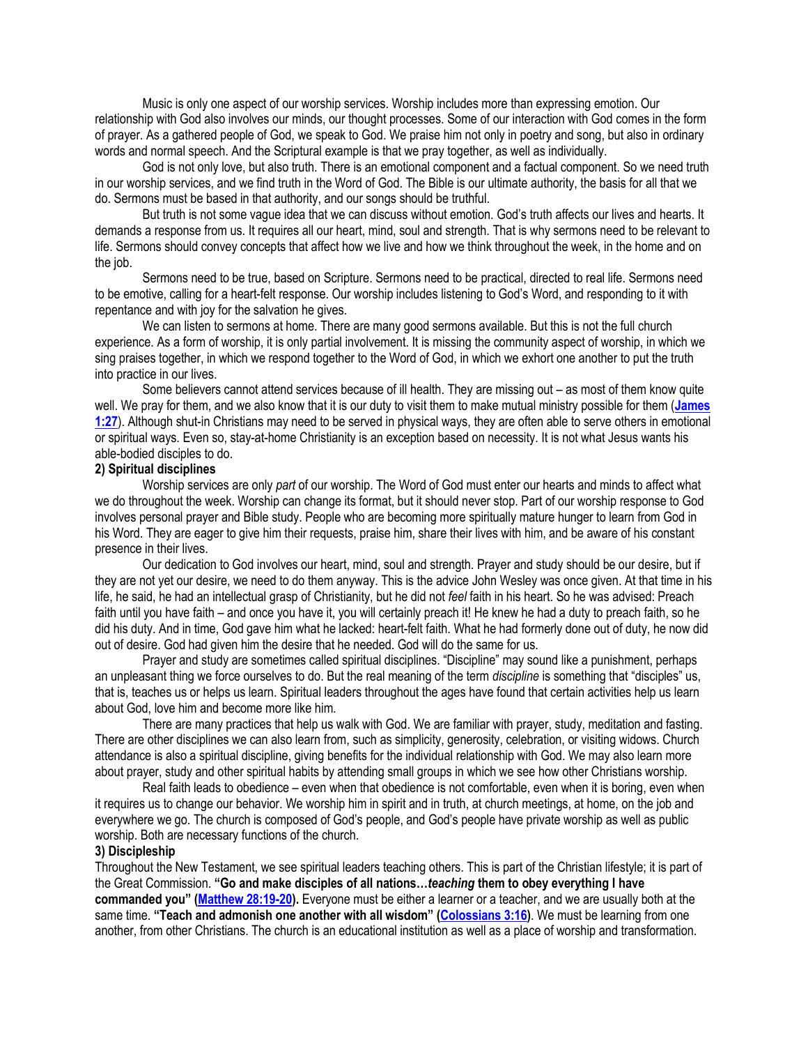Music is only one aspect of our worship services. Worship includes more than expressing emotion. Our relationship with God also involves our minds, our thought processes. Some of our interaction with God comes in the form of prayer. As a gathered people of God, we speak to God. We praise him not only in poetry and song, but also in ordinary words and normal speech. And the Scriptural example is that we pray together, as well as individually.

God is not only love, but also truth. There is an emotional component and a factual component. So we need truth in our worship services, and we find truth in the Word of God. The Bible is our ultimate authority, the basis for all that we do. Sermons must be based in that authority, and our songs should be truthful.

But truth is not some vague idea that we can discuss without emotion. God's truth affects our lives and hearts. It demands a response from us. It requires all our heart, mind, soul and strength. That is why sermons need to be relevant to life. Sermons should convey concepts that affect how we live and how we think throughout the week, in the home and on the job.

Sermons need to be true, based on Scripture. Sermons need to be practical, directed to real life. Sermons need to be emotive, calling for a heart-felt response. Our worship includes listening to God's Word, and responding to it with repentance and with joy for the salvation he gives.

We can listen to sermons at home. There are many good sermons available. But this is not the full church experience. As a form of worship, it is only partial involvement. It is missing the community aspect of worship, in which we sing praises together, in which we respond together to the Word of God, in which we exhort one another to put the truth into practice in our lives.

Some believers cannot attend services because of ill health. They are missing out – as most of them know quite well. We pray for them, and we also know that it is our duty to visit them to make mutual ministry possible for them (**James 1:27**). Although shut-in Christians may need to be served in physical ways, they are often able to serve others in emotional or spiritual ways. Even so, stay-at-home Christianity is an exception based on necessity. It is not what Jesus wants his able-bodied disciples to do.

**2) Spiritual disciplines**

Worship services are only *part* of our worship. The Word of God must enter our hearts and minds to affect what we do throughout the week. Worship can change its format, but it should never stop. Part of our worship response to God involves personal prayer and Bible study. People who are becoming more spiritually mature hunger to learn from God in his Word. They are eager to give him their requests, praise him, share their lives with him, and be aware of his constant presence in their lives.

Our dedication to God involves our heart, mind, soul and strength. Prayer and study should be our desire, but if they are not yet our desire, we need to do them anyway. This is the advice John Wesley was once given. At that time in his life, he said, he had an intellectual grasp of Christianity, but he did not *feel* faith in his heart. So he was advised: Preach faith until you have faith – and once you have it, you will certainly preach it! He knew he had a duty to preach faith, so he did his duty. And in time, God gave him what he lacked: heart-felt faith. What he had formerly done out of duty, he now did out of desire. God had given him the desire that he needed. God will do the same for us.

Prayer and study are sometimes called spiritual disciplines. "Discipline" may sound like a punishment, perhaps an unpleasant thing we force ourselves to do. But the real meaning of the term *discipline* is something that "disciples" us, that is, teaches us or helps us learn. Spiritual leaders throughout the ages have found that certain activities help us learn about God, love him and become more like him.

There are many practices that help us walk with God. We are familiar with prayer, study, meditation and fasting. There are other disciplines we can also learn from, such as simplicity, generosity, celebration, or visiting widows. Church attendance is also a spiritual discipline, giving benefits for the individual relationship with God. We may also learn more about prayer, study and other spiritual habits by attending small groups in which we see how other Christians worship.

Real faith leads to obedience – even when that obedience is not comfortable, even when it is boring, even when it requires us to change our behavior. We worship him in spirit and in truth, at church meetings, at home, on the job and everywhere we go. The church is composed of God's people, and God's people have private worship as well as public worship. Both are necessary functions of the church.

**3) Discipleship**

Throughout the New Testament, we see spiritual leaders teaching others. This is part of the Christian lifestyle; it is part of the Great Commission. **"Go and make disciples of all nations…*teaching* them to obey everything I have commanded you" (Matthew 28:19-20).** Everyone must be either a learner or a teacher, and we are usually both at the same time. **"Teach and admonish one another with all wisdom" (Colossians 3:16)**. We must be learning from one another, from other Christians. The church is an educational institution as well as a place of worship and transformation.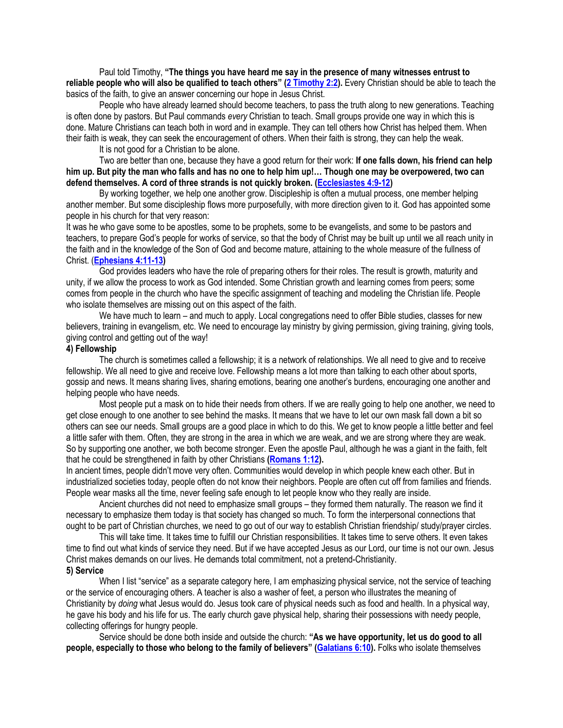Paul told Timothy, **"The things you have heard me say in the presence of many witnesses entrust to reliable people who will also be qualified to teach others" ([2 Timothy 2:2](2 Timothy 2:2)).** Every Christian should be able to teach the basics of the faith, to give an answer concerning our hope in Jesus Christ.

People who have already learned should become teachers, to pass the truth along to new generations. Teaching is often done by pastors. But Paul commands *every* Christian to teach. Small groups provide one way in which this is done. Mature Christians can teach both in word and in example. They can tell others how Christ has helped them. When their faith is weak, they can seek the encouragement of others. When their faith is strong, they can help the weak.

It is not good for a Christian to be alone.

Two are better than one, because they have a good return for their work: **If one falls down, his friend can help him up. But pity the man who falls and has no one to help him up!… Though one may be overpowered, two can defend themselves. A cord of three strands is not quickly broken. (Ecclesiastes 4:9-12)**

By working together, we help one another grow. Discipleship is often a mutual process, one member helping another member. But some discipleship flows more purposefully, with more direction given to it. God has appointed some people in his church for that very reason:

It was he who gave some to be apostles, some to be prophets, some to be evangelists, and some to be pastors and teachers, to prepare God's people for works of service, so that the body of Christ may be built up until we all reach unity in the faith and in the knowledge of the Son of God and become mature, attaining to the whole measure of the fullness of Christ. (**Ephesians 4:11-13**)

God provides leaders who have the role of preparing others for their roles. The result is growth, maturity and unity, if we allow the process to work as God intended. Some Christian growth and learning comes from peers; some comes from people in the church who have the specific assignment of teaching and modeling the Christian life. People who isolate themselves are missing out on this aspect of the faith.

We have much to learn – and much to apply. Local congregations need to offer Bible studies, classes for new believers, training in evangelism, etc. We need to encourage lay ministry by giving permission, giving training, giving tools, giving control and getting out of the way!

**4) Fellowship**

The church is sometimes called a fellowship; it is a network of relationships. We all need to give and to receive fellowship. We all need to give and receive love. Fellowship means a lot more than talking to each other about sports, gossip and news. It means sharing lives, sharing emotions, bearing one another's burdens, encouraging one another and helping people who have needs.

Most people put a mask on to hide their needs from others. If we are really going to help one another, we need to get close enough to one another to see behind the masks. It means that we have to let our own mask fall down a bit so others can see our needs. Small groups are a good place in which to do this. We get to know people a little better and feel a little safer with them. Often, they are strong in the area in which we are weak, and we are strong where they are weak. So by supporting one another, we both become stronger. Even the apostle Paul, although he was a giant in the faith, felt that he could be strengthened in faith by other Christians **(Romans 1:12).**

In ancient times, people didn't move very often. Communities would develop in which people knew each other. But in industrialized societies today, people often do not know their neighbors. People are often cut off from families and friends. People wear masks all the time, never feeling safe enough to let people know who they really are inside.

Ancient churches did not need to emphasize small groups – they formed them naturally. The reason we find it necessary to emphasize them today is that society has changed so much. To form the interpersonal connections that ought to be part of Christian churches, we need to go out of our way to establish Christian friendship/ study/prayer circles.

This will take time. It takes time to fulfill our Christian responsibilities. It takes time to serve others. It even takes time to find out what kinds of service they need. But if we have accepted Jesus as our Lord, our time is not our own. Jesus Christ makes demands on our lives. He demands total commitment, not a pretend-Christianity.

**5) Service**

When I list "service" as a separate category here, I am emphasizing physical service, not the service of teaching or the service of encouraging others. A teacher is also a washer of feet, a person who illustrates the meaning of Christianity by *doing* what Jesus would do. Jesus took care of physical needs such as food and health. In a physical way, he gave his body and his life for us. The early church gave physical help, sharing their possessions with needy people, collecting offerings for hungry people.

Service should be done both inside and outside the church: **"As we have opportunity, let us do good to all people, especially to those who belong to the family of believers" (Galatians 6:10).** Folks who isolate themselves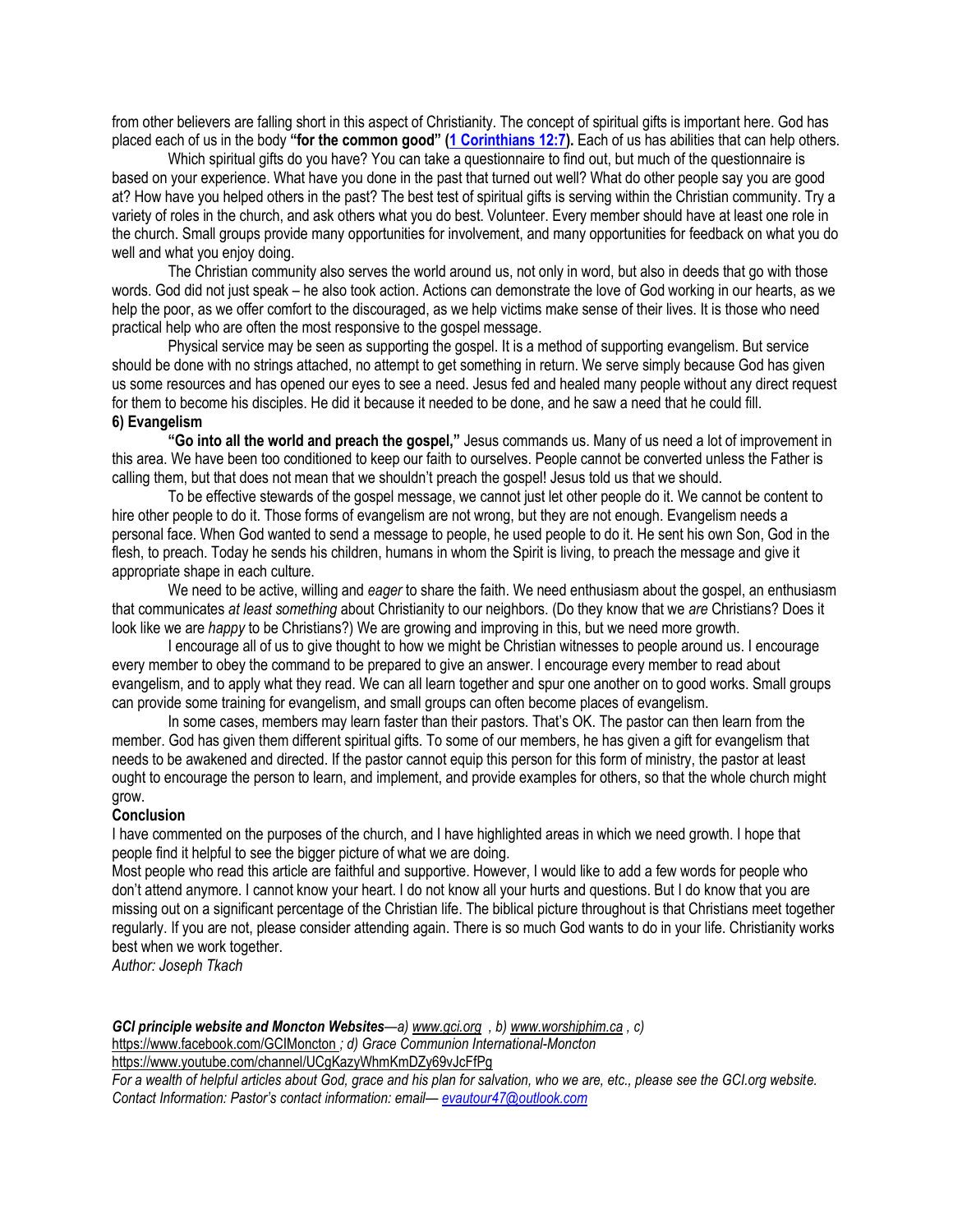from other believers are falling short in this aspect of Christianity. The concept of spiritual gifts is important here. God has placed each of us in the body **"for the common good" (1 Corinthians 12:7).** Each of us has abilities that can help others.

Which spiritual gifts do you have? You can take a questionnaire to find out, but much of the questionnaire is based on your experience. What have you done in the past that turned out well? What do other people say you are good at? How have you helped others in the past? The best test of spiritual gifts is serving within the Christian community. Try a variety of roles in the church, and ask others what you do best. Volunteer. Every member should have at least one role in the church. Small groups provide many opportunities for involvement, and many opportunities for feedback on what you do well and what you enjoy doing.

The Christian community also serves the world around us, not only in word, but also in deeds that go with those words. God did not just speak – he also took action. Actions can demonstrate the love of God working in our hearts, as we help the poor, as we offer comfort to the discouraged, as we help victims make sense of their lives. It is those who need practical help who are often the most responsive to the gospel message.

Physical service may be seen as supporting the gospel. It is a method of supporting evangelism. But service should be done with no strings attached, no attempt to get something in return. We serve simply because God has given us some resources and has opened our eyes to see a need. Jesus fed and healed many people without any direct request for them to become his disciples. He did it because it needed to be done, and he saw a need that he could fill.

**6) Evangelism**

**"Go into all the world and preach the gospel,"** Jesus commands us. Many of us need a lot of improvement in this area. We have been too conditioned to keep our faith to ourselves. People cannot be converted unless the Father is calling them, but that does not mean that we shouldn't preach the gospel! Jesus told us that we should.

To be effective stewards of the gospel message, we cannot just let other people do it. We cannot be content to hire other people to do it. Those forms of evangelism are not wrong, but they are not enough. Evangelism needs a personal face. When God wanted to send a message to people, he used people to do it. He sent his own Son, God in the flesh, to preach. Today he sends his children, humans in whom the Spirit is living, to preach the message and give it appropriate shape in each culture.

We need to be active, willing and *eager* to share the faith. We need enthusiasm about the gospel, an enthusiasm that communicates *at least something* about Christianity to our neighbors. (Do they know that we *are* Christians? Does it look like we are *happy* to be Christians?) We are growing and improving in this, but we need more growth.

I encourage all of us to give thought to how we might be Christian witnesses to people around us. I encourage every member to obey the command to be prepared to give an answer. I encourage every member to read about evangelism, and to apply what they read. We can all learn together and spur one another on to good works. Small groups can provide some training for evangelism, and small groups can often become places of evangelism.

In some cases, members may learn faster than their pastors. That's OK. The pastor can then learn from the member. God has given them different spiritual gifts. To some of our members, he has given a gift for evangelism that needs to be awakened and directed. If the pastor cannot equip this person for this form of ministry, the pastor at least ought to encourage the person to learn, and implement, and provide examples for others, so that the whole church might grow.

**Conclusion**

I have commented on the purposes of the church, and I have highlighted areas in which we need growth. I hope that people find it helpful to see the bigger picture of what we are doing.

Most people who read this article are faithful and supportive. However, I would like to add a few words for people who don't attend anymore. I cannot know your heart. I do not know all your hurts and questions. But I do know that you are missing out on a significant percentage of the Christian life. The biblical picture throughout is that Christians meet together regularly. If you are not, please consider attending again. There is so much God wants to do in your life. Christianity works best when we work together.

*Author: Joseph Tkach*

***GCI principle website and Moncton Websites****—a) www.gci.org , b) www.worshiphim.ca , c)* https://www.facebook.com/GCIMoncton *; d) Grace Communion International-Moncton* https://www.youtube.com/channel/UCgKazyWhmKmDZy69vJcFfPg

*For a wealth of helpful articles about God, grace and his plan for salvation, who we are, etc., please see the GCI.org website. Contact Information: Pastor's contact information: email— evautour47@outlook.com*